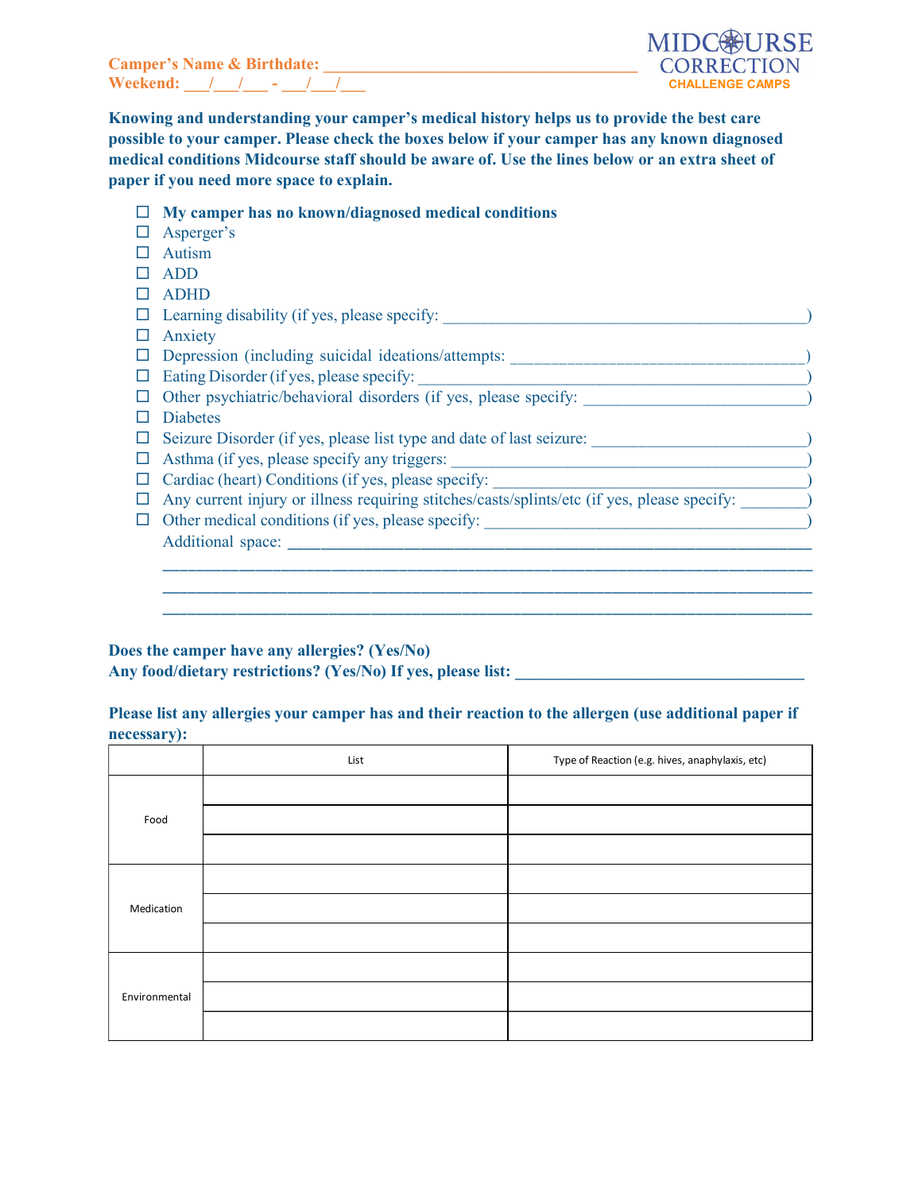Camper's Name & Birthdate: ___________________________________

Weekend: ___/___/___ - ___/___/___

MIDCOURSE CORRECTION
CHALLENGE CAMPS

**Knowing and understanding your camper's medical history helps us to provide the best care possible to your camper. Please check the boxes below if your camper has any known diagnosed medical conditions Midcourse staff should be aware of. Use the lines below or an extra sheet of paper if you need more space to explain.**

- ☐ **My camper has no known/diagnosed medical conditions**
- ☐ Asperger's
- ☐ Autism
- ☐ ADD
- ☐ ADHD
- ☐ Learning disability (if yes, please specify: ___________________________________________)
- ☐ Anxiety
- ☐ Depression (including suicidal ideations/attempts: ___________________________________)
- ☐ Eating Disorder (if yes, please specify: ___________________________________________)
- ☐ Other psychiatric/behavioral disorders (if yes, please specify: __________________________)
- ☐ Diabetes
- ☐ Seizure Disorder (if yes, please list type and date of last seizure: ________________________)
- ☐ Asthma (if yes, please specify any triggers: _________________________________________)
- ☐ Cardiac (heart) Conditions (if yes, please specify: ____________________________________)
- ☐ Any current injury or illness requiring stitches/casts/splints/etc (if yes, please specify: ________)
- ☐ Other medical conditions (if yes, please specify: _____________________________________)

Additional space: ______________________________________________________________

________________________________________________________________________________

________________________________________________________________________________

________________________________________________________________________________

**Does the camper have any allergies? (Yes/No)**

**Any food/dietary restrictions? (Yes/No) If yes, please list: ___________________________________**

**Please list any allergies your camper has and their reaction to the allergen (use additional paper if necessary):**

| | List | Type of Reaction (e.g. hives, anaphylaxis, etc) |
|---|---|---|
| Food | | |
| | | |
| | | |
| Medication | | |
| | | |
| | | |
| Environmental | | |
| | | |
| | | |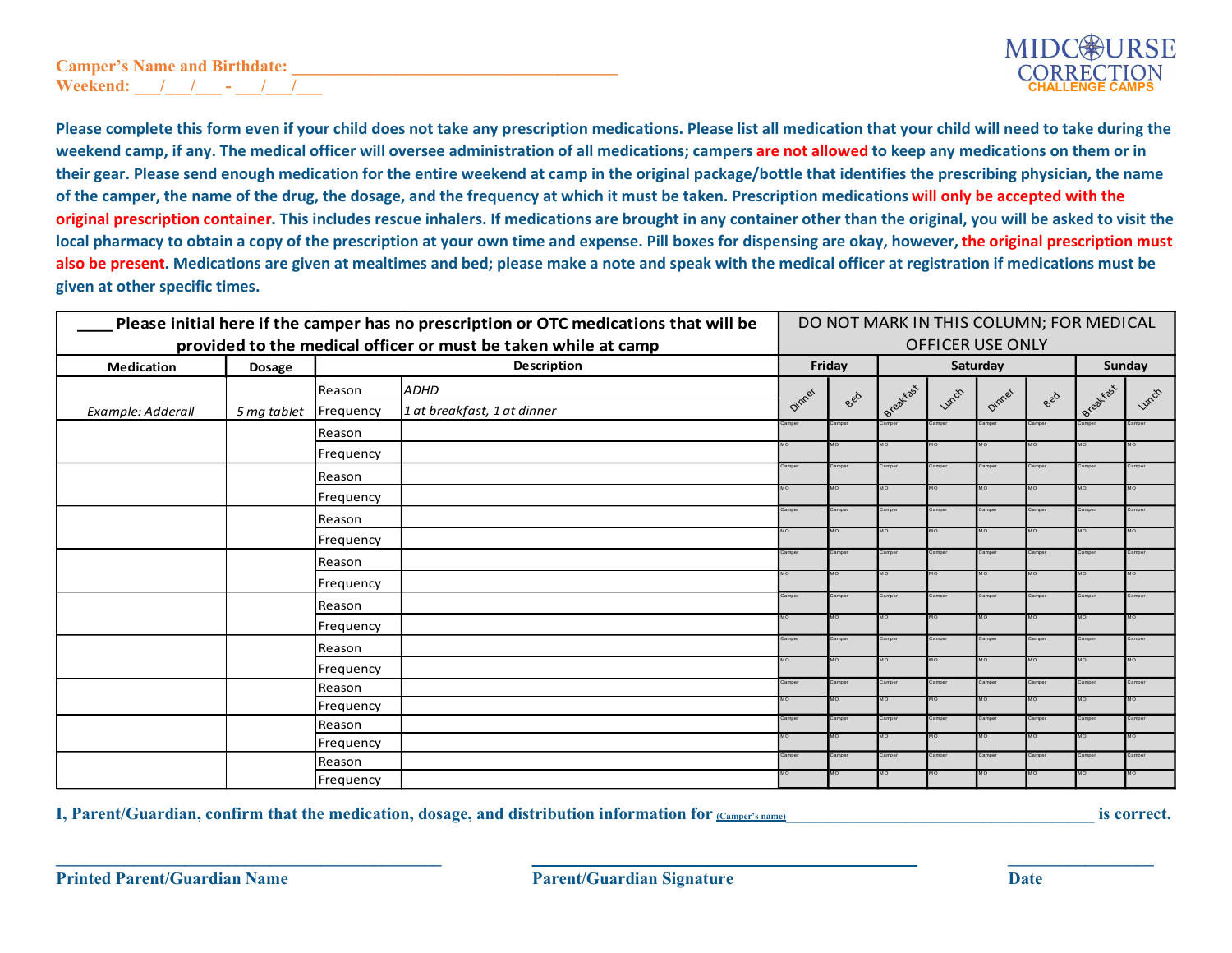**Camper's Name and Birthdate: ____________________________________**
**Weekend: ___/___/___ - ___/___/___**

MIDCOURSE CORRECTION
CHALLENGE CAMPS

**Please complete this form even if your child does not take any prescription medications. Please list all medication that your child will need to take during the weekend camp, if any. The medical officer will oversee administration of all medications; campers are not allowed to keep any medications on them or in their gear. Please send enough medication for the entire weekend at camp in the original package/bottle that identifies the prescribing physician, the name of the camper, the name of the drug, the dosage, and the frequency at which it must be taken. Prescription medications will only be accepted with the original prescription container. This includes rescue inhalers. If medications are brought in any container other than the original, you will be asked to visit the local pharmacy to obtain a copy of the prescription at your own time and expense. Pill boxes for dispensing are okay, however, the original prescription must also be present. Medications are given at mealtimes and bed; please make a note and speak with the medical officer at registration if medications must be given at other specific times.**

| ____ **Please initial here if the camper has no prescription or OTC medications that will be provided to the medical officer or must be taken while at camp** | | | | DO NOT MARK IN THIS COLUMN; FOR MEDICAL OFFICER USE ONLY | | | | | | | |
|---|---|---|---|---|---|---|---|---|---|---|---|
| **Medication** | **Dosage** | **Description** | | **Friday** | | **Saturday** | | | | **Sunday** | |
| | | | | Dinner | Bed | Breakfast | Lunch | Dinner | Bed | Breakfast | Lunch |
| *Example: Adderall* | *5 mg tablet* | Reason | *ADHD* | | | | | | | | |
| | | Frequency | *1 at breakfast, 1 at dinner* | | | | | | | | |
| | | Reason | | Camper | Camper | Camper | Camper | Camper | Camper | Camper | Camper |
| | | Frequency | | MO | MO | MO | MO | MO | MO | MO | MO |
| | | Reason | | Camper | Camper | Camper | Camper | Camper | Camper | Camper | Camper |
| | | Frequency | | MO | MO | MO | MO | MO | MO | MO | MO |
| | | Reason | | Camper | Camper | Camper | Camper | Camper | Camper | Camper | Camper |
| | | Frequency | | MO | MO | MO | MO | MO | MO | MO | MO |
| | | Reason | | Camper | Camper | Camper | Camper | Camper | Camper | Camper | Camper |
| | | Frequency | | MO | MO | MO | MO | MO | MO | MO | MO |
| | | Reason | | Camper | Camper | Camper | Camper | Camper | Camper | Camper | Camper |
| | | Frequency | | MO | MO | MO | MO | MO | MO | MO | MO |
| | | Reason | | Camper | Camper | Camper | Camper | Camper | Camper | Camper | Camper |
| | | Frequency | | MO | MO | MO | MO | MO | MO | MO | MO |
| | | Reason | | Camper | Camper | Camper | Camper | Camper | Camper | Camper | Camper |
| | | Frequency | | MO | MO | MO | MO | MO | MO | MO | MO |
| | | Reason | | Camper | Camper | Camper | Camper | Camper | Camper | Camper | Camper |
| | | Frequency | | MO | MO | MO | MO | MO | MO | MO | MO |
| | | Reason | | Camper | Camper | Camper | Camper | Camper | Camper | Camper | Camper |
| | | Frequency | | MO | MO | MO | MO | MO | MO | MO | MO |

**I, Parent/Guardian, confirm that the medication, dosage, and distribution information for** (Camper's name)______________________________________ **is correct.**

______________________________________ ______________________________________ ________________

**Printed Parent/Guardian Name** **Parent/Guardian Signature** **Date**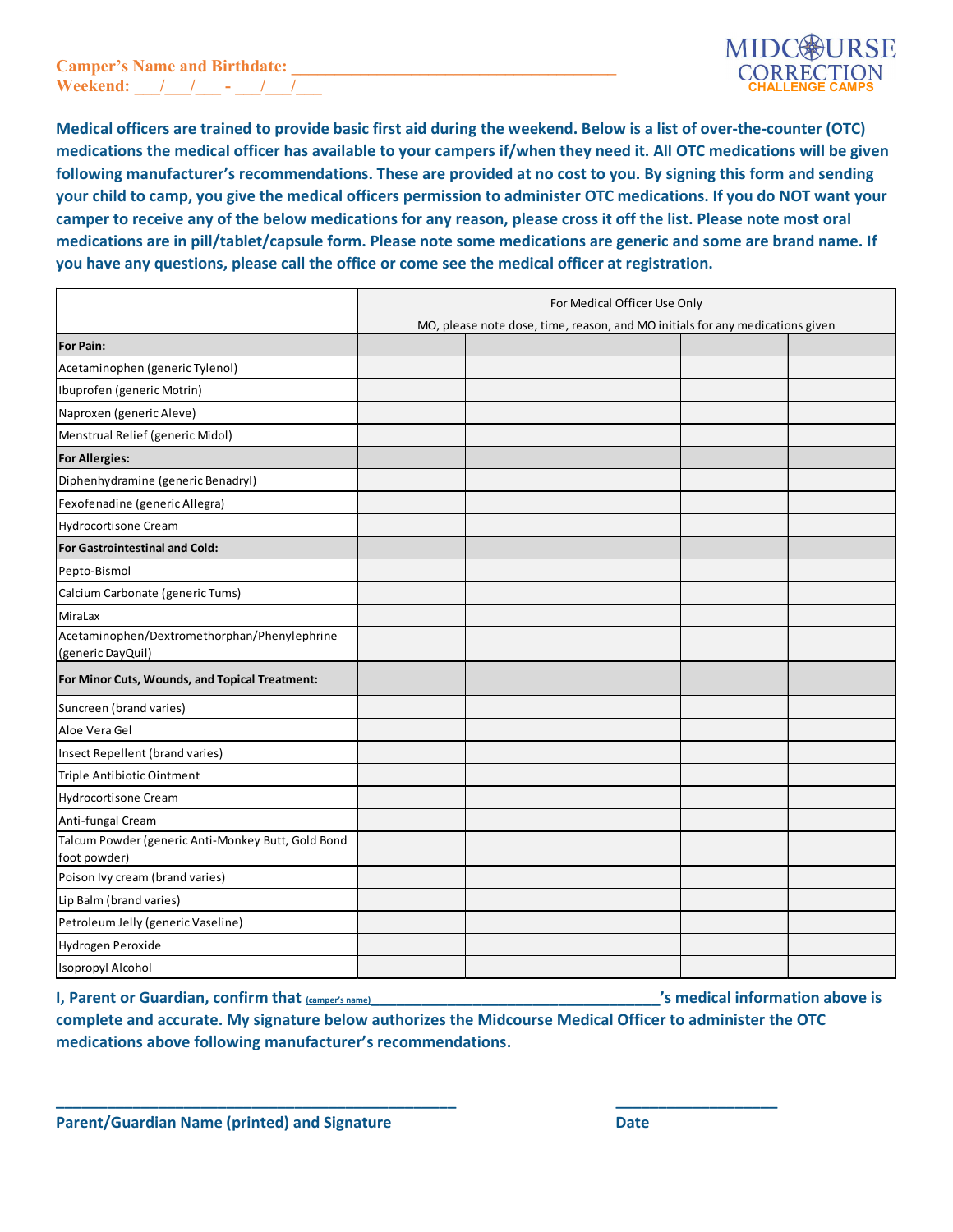**Camper's Name and Birthdate:** ___________________________________
**Weekend:** ___/___/___ - ___/___/___

MIDCOURSE CORRECTION
CHALLENGE CAMPS

**Medical officers are trained to provide basic first aid during the weekend. Below is a list of over-the-counter (OTC) medications the medical officer has available to your campers if/when they need it. All OTC medications will be given following manufacturer's recommendations. These are provided at no cost to you. By signing this form and sending your child to camp, you give the medical officers permission to administer OTC medications. If you do NOT want your camper to receive any of the below medications for any reason, please cross it off the list. Please note most oral medications are in pill/tablet/capsule form. Please note some medications are generic and some are brand name. If you have any questions, please call the office or come see the medical officer at registration.**

| | For Medical Officer Use Only<br>MO, please note dose, time, reason, and MO initials for any medications given | | | | |
|---|---|---|---|---|---|
| **For Pain:** | | | | | |
| Acetaminophen (generic Tylenol) | | | | | |
| Ibuprofen (generic Motrin) | | | | | |
| Naproxen (generic Aleve) | | | | | |
| Menstrual Relief (generic Midol) | | | | | |
| **For Allergies:** | | | | | |
| Diphenhydramine (generic Benadryl) | | | | | |
| Fexofenadine (generic Allegra) | | | | | |
| Hydrocortisone Cream | | | | | |
| **For Gastrointestinal and Cold:** | | | | | |
| Pepto-Bismol | | | | | |
| Calcium Carbonate (generic Tums) | | | | | |
| MiraLax | | | | | |
| Acetaminophen/Dextromethorphan/Phenylephrine (generic DayQuil) | | | | | |
| **For Minor Cuts, Wounds, and Topical Treatment:** | | | | | |
| Suncreen (brand varies) | | | | | |
| Aloe Vera Gel | | | | | |
| Insect Repellent (brand varies) | | | | | |
| Triple Antibiotic Ointment | | | | | |
| Hydrocortisone Cream | | | | | |
| Anti-fungal Cream | | | | | |
| Talcum Powder (generic Anti-Monkey Butt, Gold Bond foot powder) | | | | | |
| Poison Ivy cream (brand varies) | | | | | |
| Lip Balm (brand varies) | | | | | |
| Petroleum Jelly (generic Vaseline) | | | | | |
| Hydrogen Peroxide | | | | | |
| Isopropyl Alcohol | | | | | |

**I, Parent or Guardian, confirm that** (camper's name)___________________________________**'s medical information above is complete and accurate. My signature below authorizes the Midcourse Medical Officer to administer the OTC medications above following manufacturer's recommendations.**

_______________________________________________ ___________________

**Parent/Guardian Name (printed) and Signature** **Date**